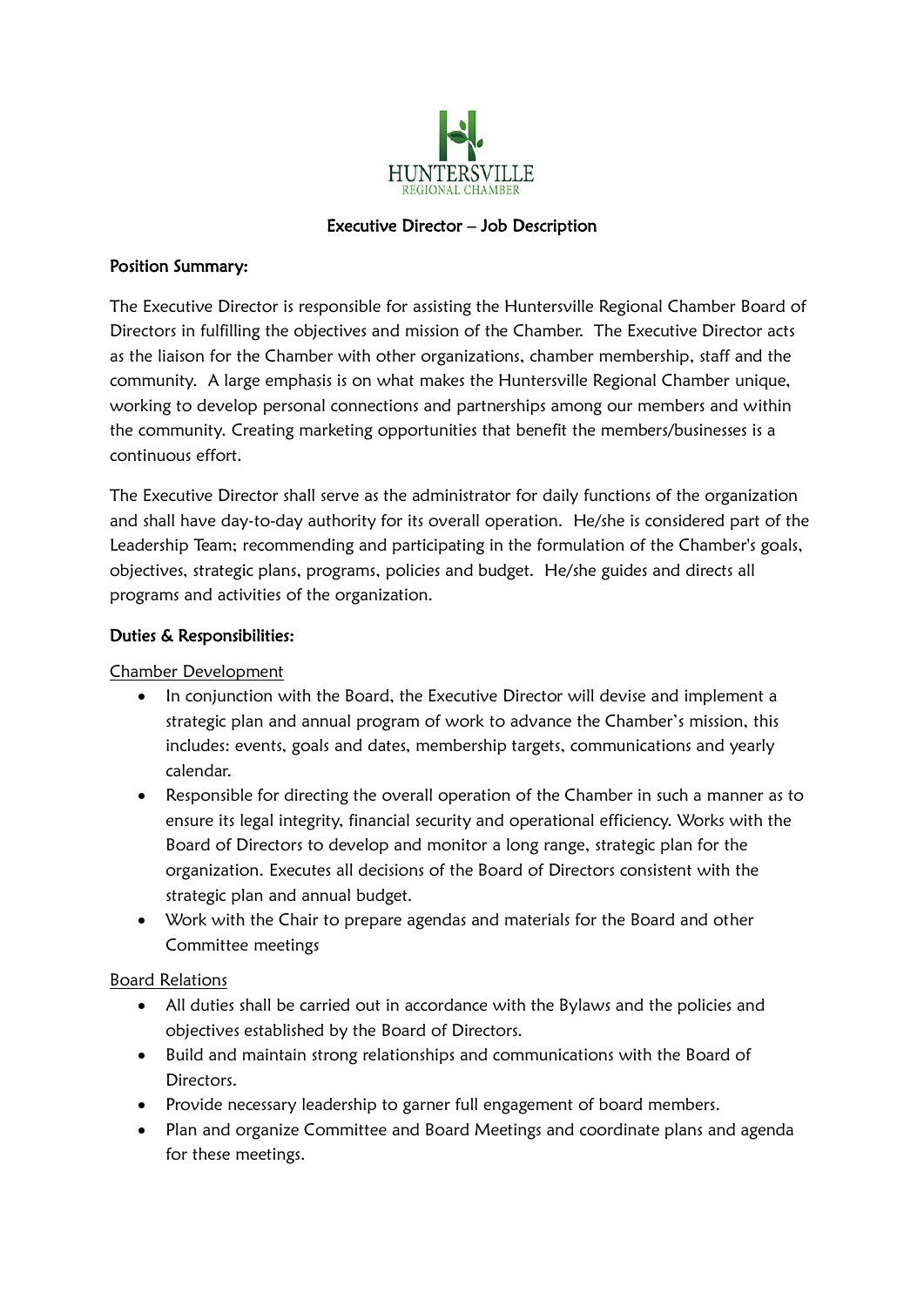HUNTERSVILLE
REGIONAL CHAMBER

# Executive Director – Job Description

## Position Summary:

The Executive Director is responsible for assisting the Huntersville Regional Chamber Board of Directors in fulfilling the objectives and mission of the Chamber. The Executive Director acts as the liaison for the Chamber with other organizations, chamber membership, staff and the community. A large emphasis is on what makes the Huntersville Regional Chamber unique, working to develop personal connections and partnerships among our members and within the community. Creating marketing opportunities that benefit the members/businesses is a continuous effort.

The Executive Director shall serve as the administrator for daily functions of the organization and shall have day-to-day authority for its overall operation. He/she is considered part of the Leadership Team; recommending and participating in the formulation of the Chamber's goals, objectives, strategic plans, programs, policies and budget. He/she guides and directs all programs and activities of the organization.

## Duties & Responsibilities:

<u>Chamber Development</u>

- In conjunction with the Board, the Executive Director will devise and implement a strategic plan and annual program of work to advance the Chamber's mission, this includes: events, goals and dates, membership targets, communications and yearly calendar.
- Responsible for directing the overall operation of the Chamber in such a manner as to ensure its legal integrity, financial security and operational efficiency. Works with the Board of Directors to develop and monitor a long range, strategic plan for the organization. Executes all decisions of the Board of Directors consistent with the strategic plan and annual budget.
- Work with the Chair to prepare agendas and materials for the Board and other Committee meetings

<u>Board Relations</u>

- All duties shall be carried out in accordance with the Bylaws and the policies and objectives established by the Board of Directors.
- Build and maintain strong relationships and communications with the Board of Directors.
- Provide necessary leadership to garner full engagement of board members.
- Plan and organize Committee and Board Meetings and coordinate plans and agenda for these meetings.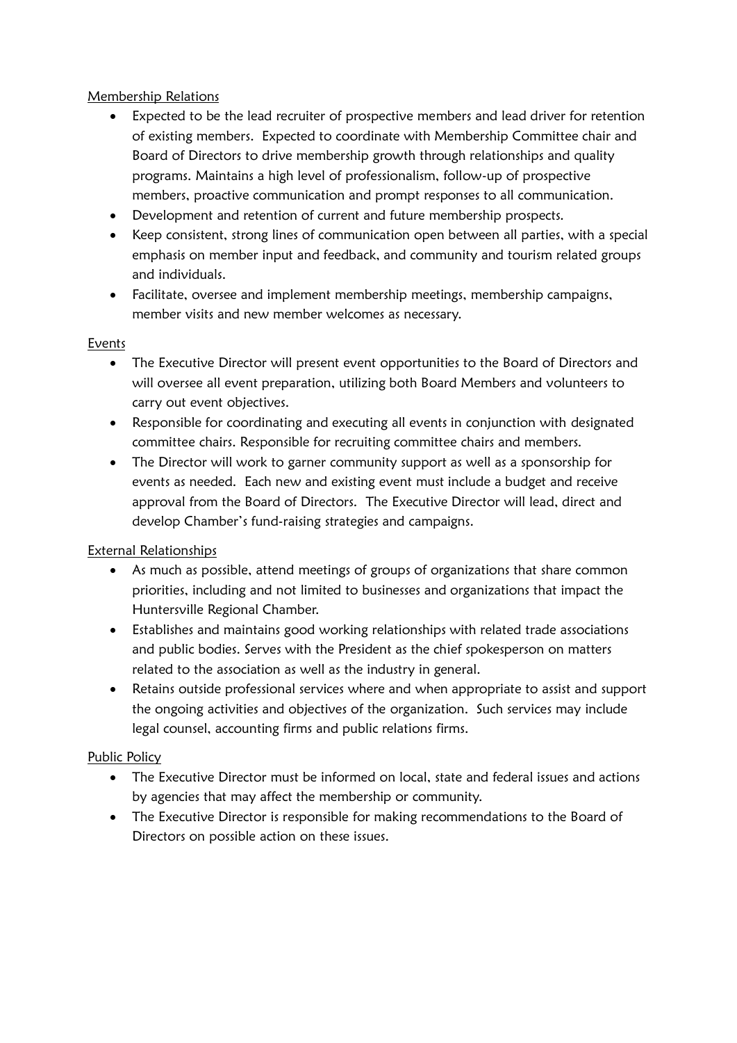Membership Relations

- Expected to be the lead recruiter of prospective members and lead driver for retention of existing members. Expected to coordinate with Membership Committee chair and Board of Directors to drive membership growth through relationships and quality programs. Maintains a high level of professionalism, follow-up of prospective members, proactive communication and prompt responses to all communication.
- Development and retention of current and future membership prospects.
- Keep consistent, strong lines of communication open between all parties, with a special emphasis on member input and feedback, and community and tourism related groups and individuals.
- Facilitate, oversee and implement membership meetings, membership campaigns, member visits and new member welcomes as necessary.

Events

- The Executive Director will present event opportunities to the Board of Directors and will oversee all event preparation, utilizing both Board Members and volunteers to carry out event objectives.
- Responsible for coordinating and executing all events in conjunction with designated committee chairs. Responsible for recruiting committee chairs and members.
- The Director will work to garner community support as well as a sponsorship for events as needed. Each new and existing event must include a budget and receive approval from the Board of Directors. The Executive Director will lead, direct and develop Chamber's fund-raising strategies and campaigns.

External Relationships

- As much as possible, attend meetings of groups of organizations that share common priorities, including and not limited to businesses and organizations that impact the Huntersville Regional Chamber.
- Establishes and maintains good working relationships with related trade associations and public bodies. Serves with the President as the chief spokesperson on matters related to the association as well as the industry in general.
- Retains outside professional services where and when appropriate to assist and support the ongoing activities and objectives of the organization. Such services may include legal counsel, accounting firms and public relations firms.

Public Policy

- The Executive Director must be informed on local, state and federal issues and actions by agencies that may affect the membership or community.
- The Executive Director is responsible for making recommendations to the Board of Directors on possible action on these issues.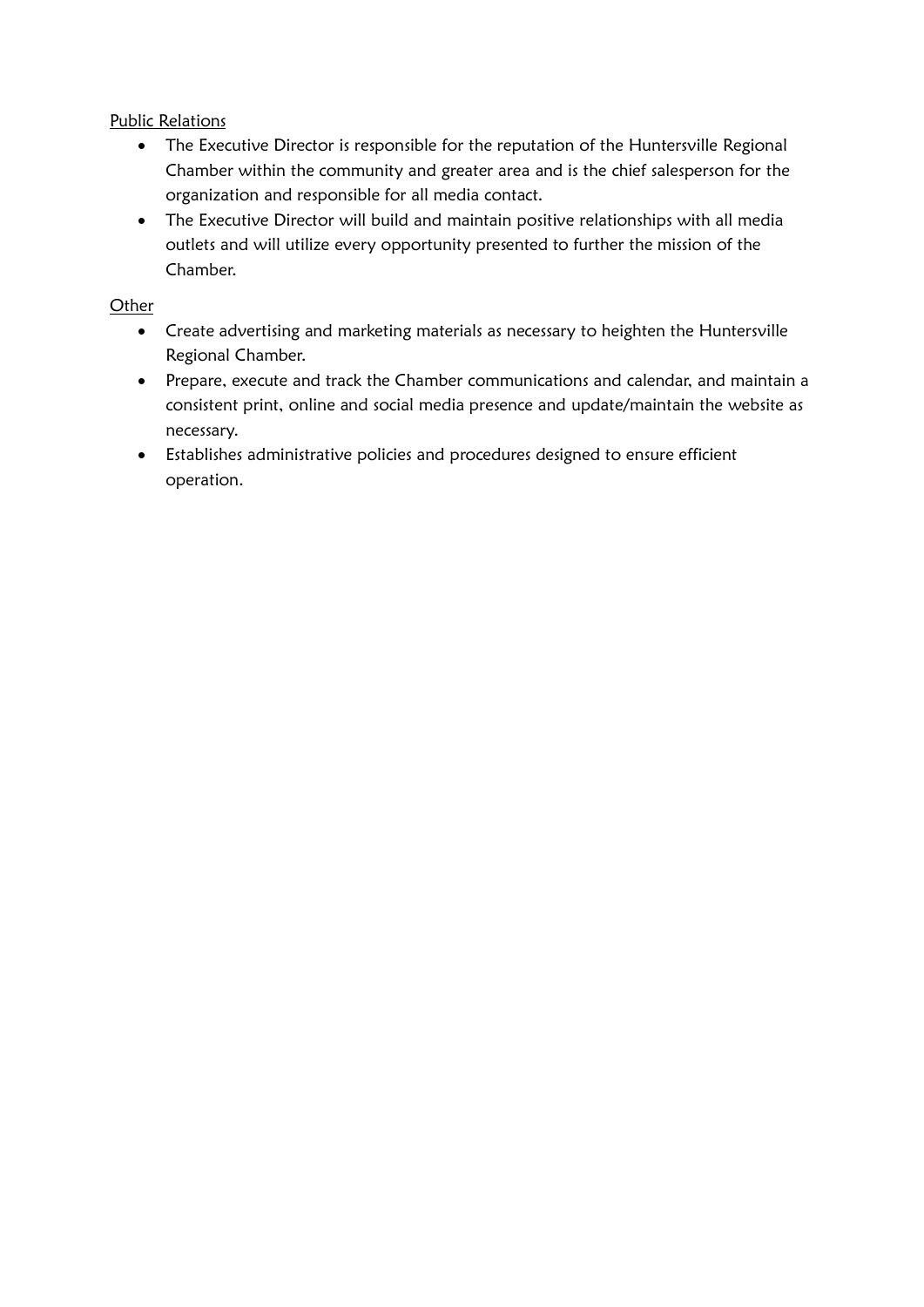Public Relations

- The Executive Director is responsible for the reputation of the Huntersville Regional Chamber within the community and greater area and is the chief salesperson for the organization and responsible for all media contact.
- The Executive Director will build and maintain positive relationships with all media outlets and will utilize every opportunity presented to further the mission of the Chamber.

Other

- Create advertising and marketing materials as necessary to heighten the Huntersville Regional Chamber.
- Prepare, execute and track the Chamber communications and calendar, and maintain a consistent print, online and social media presence and update/maintain the website as necessary.
- Establishes administrative policies and procedures designed to ensure efficient operation.